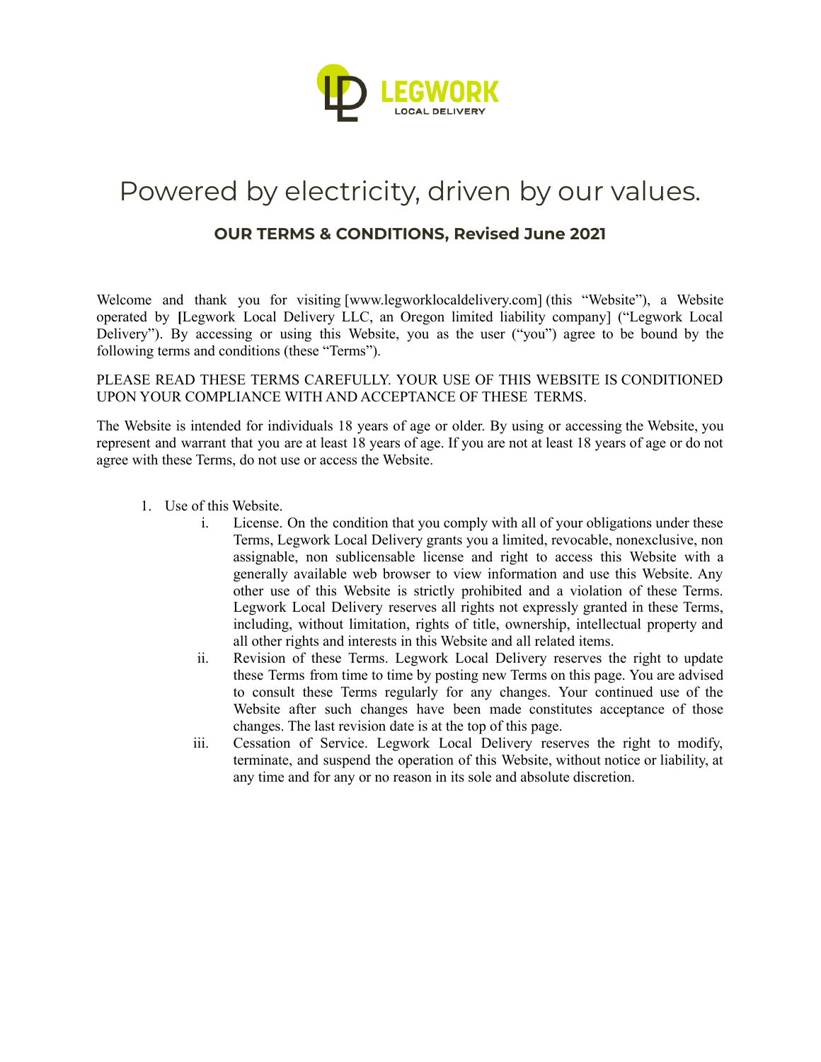LEGWORK
LOCAL DELIVERY

# Powered by electricity, driven by our values.

## OUR TERMS & CONDITIONS, Revised June 2021

Welcome and thank you for visiting [www.legworklocaldelivery.com] (this "Website"), a Website operated by **[**Legwork Local Delivery LLC, an Oregon limited liability company] ("Legwork Local Delivery"). By accessing or using this Website, you as the user ("you") agree to be bound by the following terms and conditions (these "Terms").

PLEASE READ THESE TERMS CAREFULLY. YOUR USE OF THIS WEBSITE IS CONDITIONED UPON YOUR COMPLIANCE WITH AND ACCEPTANCE OF THESE TERMS.

The Website is intended for individuals 18 years of age or older. By using or accessing the Website, you represent and warrant that you are at least 18 years of age. If you are not at least 18 years of age or do not agree with these Terms, do not use or access the Website.

1. Use of this Website.
    - i. License. On the condition that you comply with all of your obligations under these Terms, Legwork Local Delivery grants you a limited, revocable, nonexclusive, non assignable, non sublicensable license and right to access this Website with a generally available web browser to view information and use this Website. Any other use of this Website is strictly prohibited and a violation of these Terms. Legwork Local Delivery reserves all rights not expressly granted in these Terms, including, without limitation, rights of title, ownership, intellectual property and all other rights and interests in this Website and all related items.
    - ii. Revision of these Terms. Legwork Local Delivery reserves the right to update these Terms from time to time by posting new Terms on this page. You are advised to consult these Terms regularly for any changes. Your continued use of the Website after such changes have been made constitutes acceptance of those changes. The last revision date is at the top of this page.
    - iii. Cessation of Service. Legwork Local Delivery reserves the right to modify, terminate, and suspend the operation of this Website, without notice or liability, at any time and for any or no reason in its sole and absolute discretion.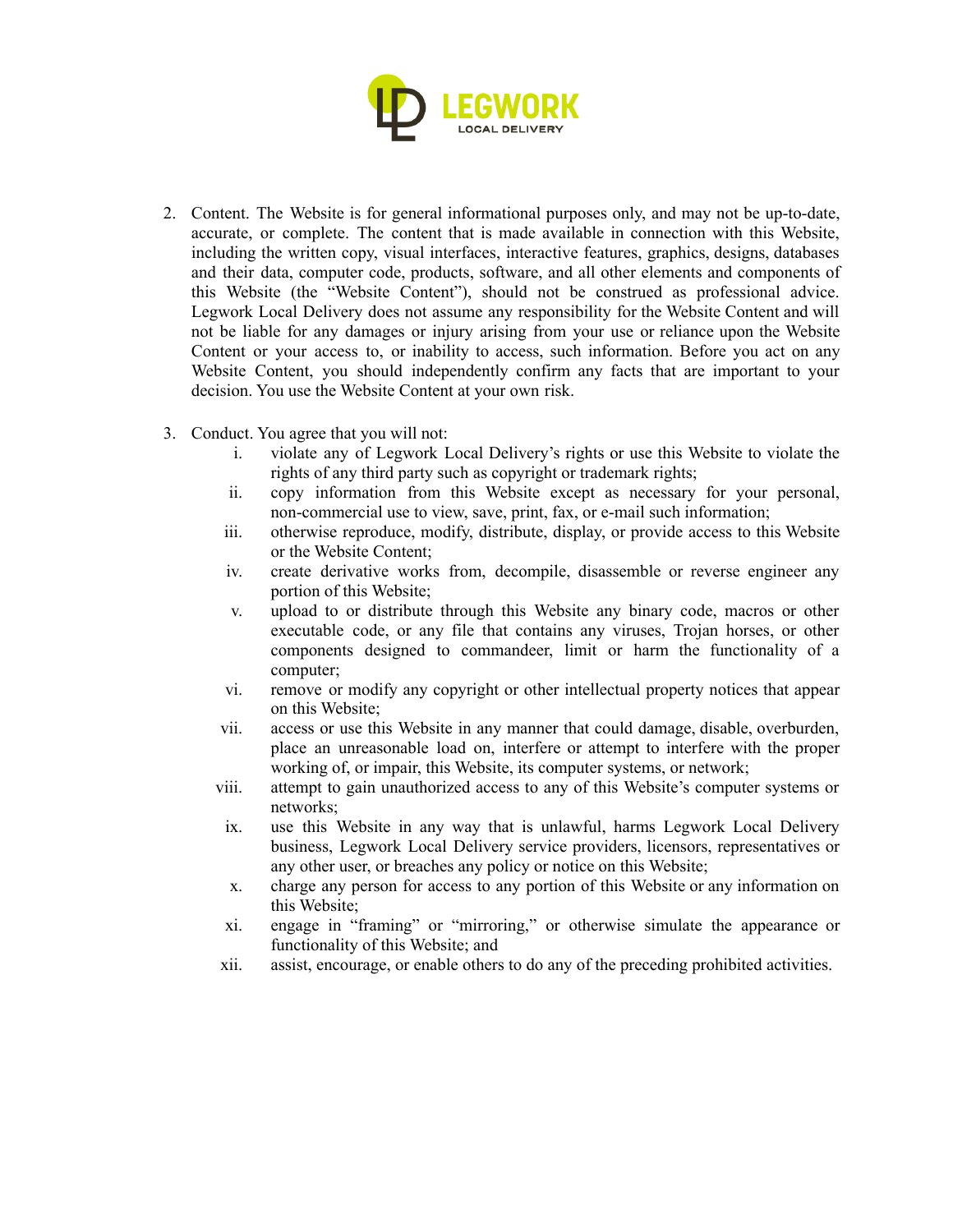2. Content. The Website is for general informational purposes only, and may not be up-to-date, accurate, or complete. The content that is made available in connection with this Website, including the written copy, visual interfaces, interactive features, graphics, designs, databases and their data, computer code, products, software, and all other elements and components of this Website (the "Website Content"), should not be construed as professional advice. Legwork Local Delivery does not assume any responsibility for the Website Content and will not be liable for any damages or injury arising from your use or reliance upon the Website Content or your access to, or inability to access, such information. Before you act on any Website Content, you should independently confirm any facts that are important to your decision. You use the Website Content at your own risk.

3. Conduct. You agree that you will not:
    i. violate any of Legwork Local Delivery's rights or use this Website to violate the rights of any third party such as copyright or trademark rights;
    ii. copy information from this Website except as necessary for your personal, non-commercial use to view, save, print, fax, or e-mail such information;
    iii. otherwise reproduce, modify, distribute, display, or provide access to this Website or the Website Content;
    iv. create derivative works from, decompile, disassemble or reverse engineer any portion of this Website;
    v. upload to or distribute through this Website any binary code, macros or other executable code, or any file that contains any viruses, Trojan horses, or other components designed to commandeer, limit or harm the functionality of a computer;
    vi. remove or modify any copyright or other intellectual property notices that appear on this Website;
    vii. access or use this Website in any manner that could damage, disable, overburden, place an unreasonable load on, interfere or attempt to interfere with the proper working of, or impair, this Website, its computer systems, or network;
    viii. attempt to gain unauthorized access to any of this Website's computer systems or networks;
    ix. use this Website in any way that is unlawful, harms Legwork Local Delivery business, Legwork Local Delivery service providers, licensors, representatives or any other user, or breaches any policy or notice on this Website;
    x. charge any person for access to any portion of this Website or any information on this Website;
    xi. engage in "framing" or "mirroring," or otherwise simulate the appearance or functionality of this Website; and
    xii. assist, encourage, or enable others to do any of the preceding prohibited activities.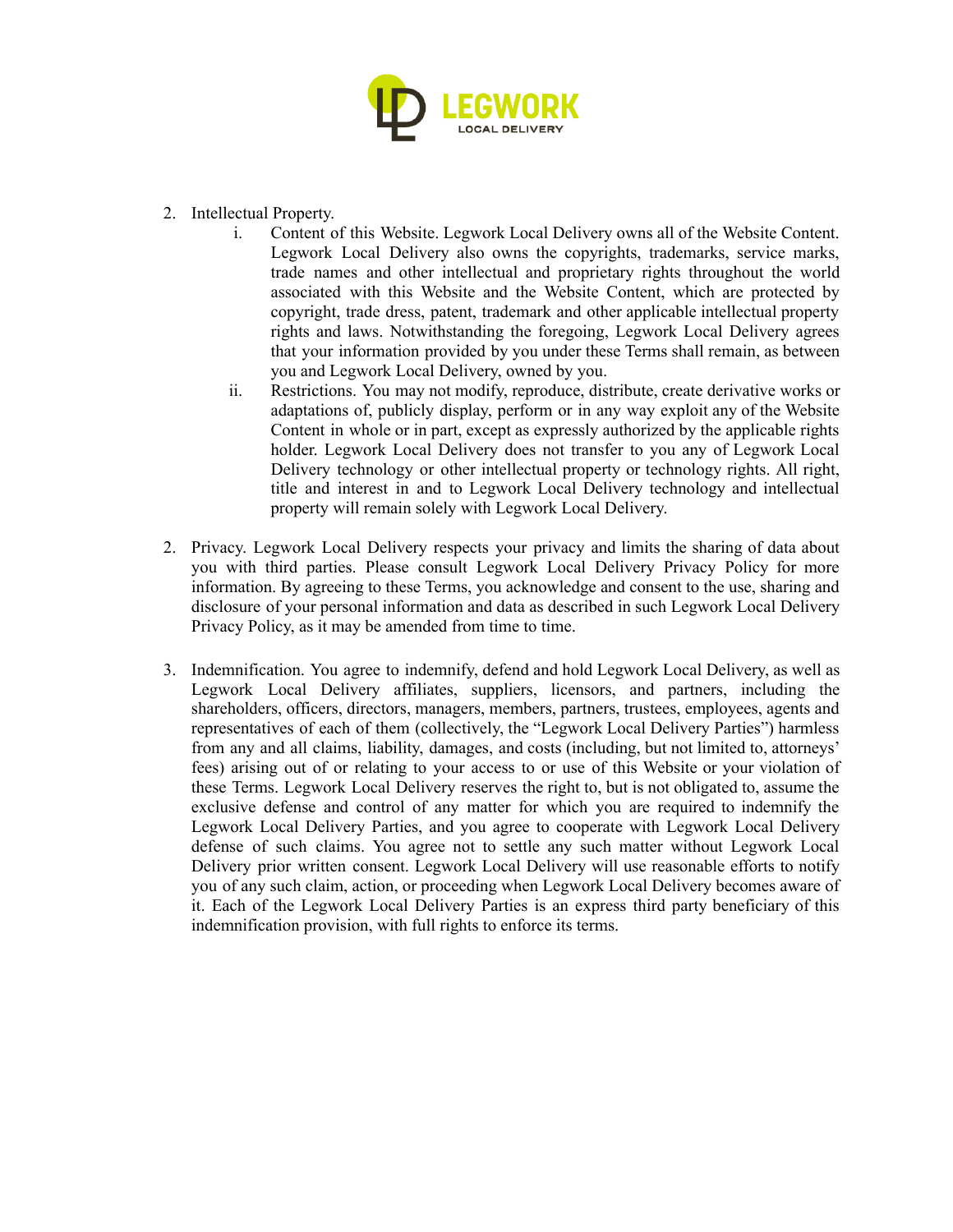2. Intellectual Property.
    i. Content of this Website. Legwork Local Delivery owns all of the Website Content. Legwork Local Delivery also owns the copyrights, trademarks, service marks, trade names and other intellectual and proprietary rights throughout the world associated with this Website and the Website Content, which are protected by copyright, trade dress, patent, trademark and other applicable intellectual property rights and laws. Notwithstanding the foregoing, Legwork Local Delivery agrees that your information provided by you under these Terms shall remain, as between you and Legwork Local Delivery, owned by you.
    ii. Restrictions. You may not modify, reproduce, distribute, create derivative works or adaptations of, publicly display, perform or in any way exploit any of the Website Content in whole or in part, except as expressly authorized by the applicable rights holder. Legwork Local Delivery does not transfer to you any of Legwork Local Delivery technology or other intellectual property or technology rights. All right, title and interest in and to Legwork Local Delivery technology and intellectual property will remain solely with Legwork Local Delivery.

2. Privacy. Legwork Local Delivery respects your privacy and limits the sharing of data about you with third parties. Please consult Legwork Local Delivery Privacy Policy for more information. By agreeing to these Terms, you acknowledge and consent to the use, sharing and disclosure of your personal information and data as described in such Legwork Local Delivery Privacy Policy, as it may be amended from time to time.

3. Indemnification. You agree to indemnify, defend and hold Legwork Local Delivery, as well as Legwork Local Delivery affiliates, suppliers, licensors, and partners, including the shareholders, officers, directors, managers, members, partners, trustees, employees, agents and representatives of each of them (collectively, the "Legwork Local Delivery Parties") harmless from any and all claims, liability, damages, and costs (including, but not limited to, attorneys' fees) arising out of or relating to your access to or use of this Website or your violation of these Terms. Legwork Local Delivery reserves the right to, but is not obligated to, assume the exclusive defense and control of any matter for which you are required to indemnify the Legwork Local Delivery Parties, and you agree to cooperate with Legwork Local Delivery defense of such claims. You agree not to settle any such matter without Legwork Local Delivery prior written consent. Legwork Local Delivery will use reasonable efforts to notify you of any such claim, action, or proceeding when Legwork Local Delivery becomes aware of it. Each of the Legwork Local Delivery Parties is an express third party beneficiary of this indemnification provision, with full rights to enforce its terms.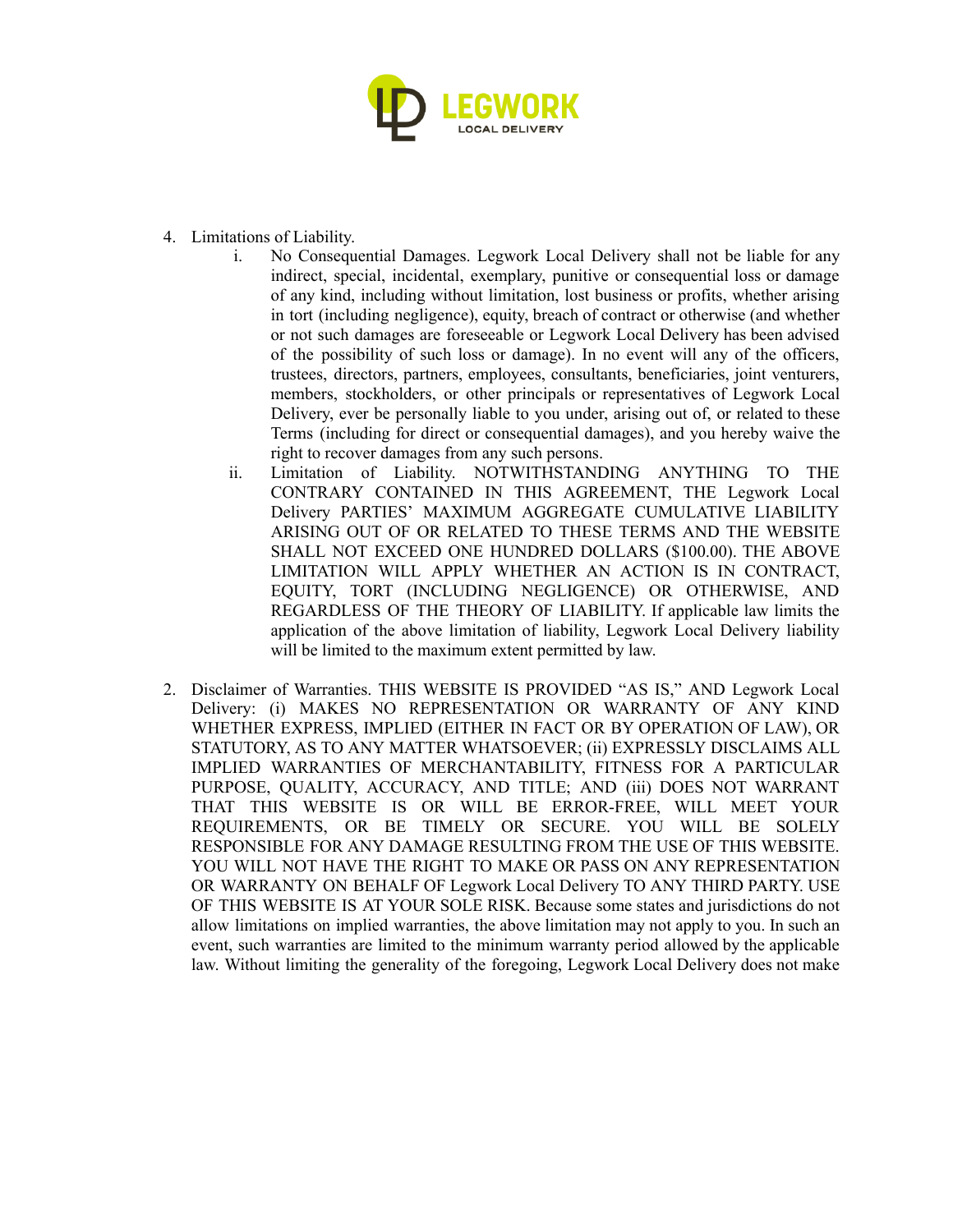4. Limitations of Liability.
    i. No Consequential Damages. Legwork Local Delivery shall not be liable for any indirect, special, incidental, exemplary, punitive or consequential loss or damage of any kind, including without limitation, lost business or profits, whether arising in tort (including negligence), equity, breach of contract or otherwise (and whether or not such damages are foreseeable or Legwork Local Delivery has been advised of the possibility of such loss or damage). In no event will any of the officers, trustees, directors, partners, employees, consultants, beneficiaries, joint venturers, members, stockholders, or other principals or representatives of Legwork Local Delivery, ever be personally liable to you under, arising out of, or related to these Terms (including for direct or consequential damages), and you hereby waive the right to recover damages from any such persons.
    ii. Limitation of Liability. NOTWITHSTANDING ANYTHING TO THE CONTRARY CONTAINED IN THIS AGREEMENT, THE Legwork Local Delivery PARTIES' MAXIMUM AGGREGATE CUMULATIVE LIABILITY ARISING OUT OF OR RELATED TO THESE TERMS AND THE WEBSITE SHALL NOT EXCEED ONE HUNDRED DOLLARS ($100.00). THE ABOVE LIMITATION WILL APPLY WHETHER AN ACTION IS IN CONTRACT, EQUITY, TORT (INCLUDING NEGLIGENCE) OR OTHERWISE, AND REGARDLESS OF THE THEORY OF LIABILITY. If applicable law limits the application of the above limitation of liability, Legwork Local Delivery liability will be limited to the maximum extent permitted by law.

2. Disclaimer of Warranties. THIS WEBSITE IS PROVIDED "AS IS," AND Legwork Local Delivery: (i) MAKES NO REPRESENTATION OR WARRANTY OF ANY KIND WHETHER EXPRESS, IMPLIED (EITHER IN FACT OR BY OPERATION OF LAW), OR STATUTORY, AS TO ANY MATTER WHATSOEVER; (ii) EXPRESSLY DISCLAIMS ALL IMPLIED WARRANTIES OF MERCHANTABILITY, FITNESS FOR A PARTICULAR PURPOSE, QUALITY, ACCURACY, AND TITLE; AND (iii) DOES NOT WARRANT THAT THIS WEBSITE IS OR WILL BE ERROR-FREE, WILL MEET YOUR REQUIREMENTS, OR BE TIMELY OR SECURE. YOU WILL BE SOLELY RESPONSIBLE FOR ANY DAMAGE RESULTING FROM THE USE OF THIS WEBSITE. YOU WILL NOT HAVE THE RIGHT TO MAKE OR PASS ON ANY REPRESENTATION OR WARRANTY ON BEHALF OF Legwork Local Delivery TO ANY THIRD PARTY. USE OF THIS WEBSITE IS AT YOUR SOLE RISK. Because some states and jurisdictions do not allow limitations on implied warranties, the above limitation may not apply to you. In such an event, such warranties are limited to the minimum warranty period allowed by the applicable law. Without limiting the generality of the foregoing, Legwork Local Delivery does not make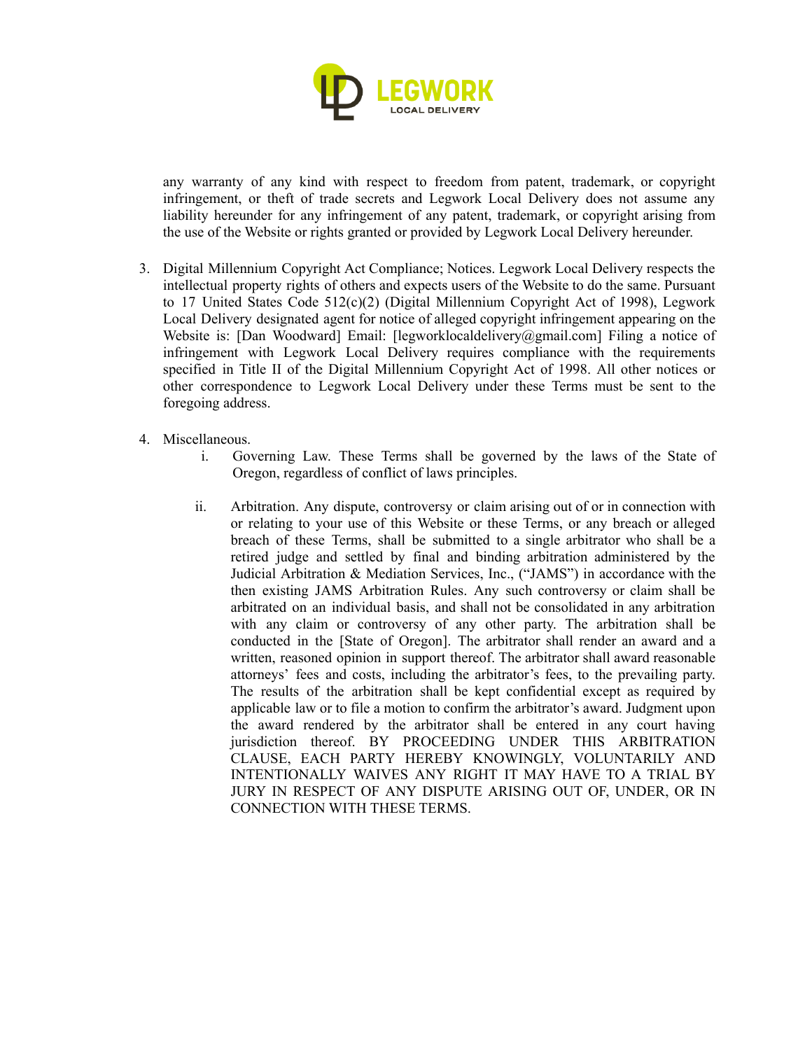any warranty of any kind with respect to freedom from patent, trademark, or copyright infringement, or theft of trade secrets and Legwork Local Delivery does not assume any liability hereunder for any infringement of any patent, trademark, or copyright arising from the use of the Website or rights granted or provided by Legwork Local Delivery hereunder.

3. Digital Millennium Copyright Act Compliance; Notices. Legwork Local Delivery respects the intellectual property rights of others and expects users of the Website to do the same. Pursuant to 17 United States Code 512(c)(2) (Digital Millennium Copyright Act of 1998), Legwork Local Delivery designated agent for notice of alleged copyright infringement appearing on the Website is: [Dan Woodward] Email: [legworklocaldelivery@gmail.com] Filing a notice of infringement with Legwork Local Delivery requires compliance with the requirements specified in Title II of the Digital Millennium Copyright Act of 1998. All other notices or other correspondence to Legwork Local Delivery under these Terms must be sent to the foregoing address.

4. Miscellaneous.
   i. Governing Law. These Terms shall be governed by the laws of the State of Oregon, regardless of conflict of laws principles.

   ii. Arbitration. Any dispute, controversy or claim arising out of or in connection with or relating to your use of this Website or these Terms, or any breach or alleged breach of these Terms, shall be submitted to a single arbitrator who shall be a retired judge and settled by final and binding arbitration administered by the Judicial Arbitration & Mediation Services, Inc., ("JAMS") in accordance with the then existing JAMS Arbitration Rules. Any such controversy or claim shall be arbitrated on an individual basis, and shall not be consolidated in any arbitration with any claim or controversy of any other party. The arbitration shall be conducted in the [State of Oregon]. The arbitrator shall render an award and a written, reasoned opinion in support thereof. The arbitrator shall award reasonable attorneys' fees and costs, including the arbitrator's fees, to the prevailing party. The results of the arbitration shall be kept confidential except as required by applicable law or to file a motion to confirm the arbitrator's award. Judgment upon the award rendered by the arbitrator shall be entered in any court having jurisdiction thereof. BY PROCEEDING UNDER THIS ARBITRATION CLAUSE, EACH PARTY HEREBY KNOWINGLY, VOLUNTARILY AND INTENTIONALLY WAIVES ANY RIGHT IT MAY HAVE TO A TRIAL BY JURY IN RESPECT OF ANY DISPUTE ARISING OUT OF, UNDER, OR IN CONNECTION WITH THESE TERMS.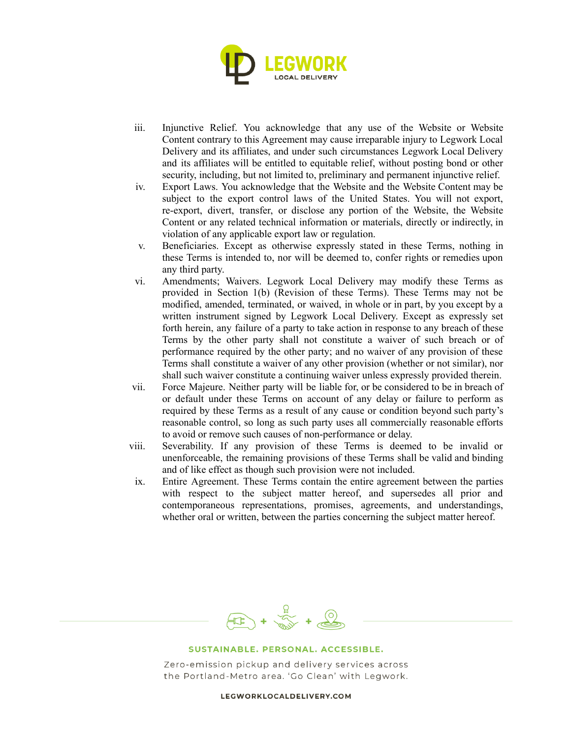iii. Injunctive Relief. You acknowledge that any use of the Website or Website Content contrary to this Agreement may cause irreparable injury to Legwork Local Delivery and its affiliates, and under such circumstances Legwork Local Delivery and its affiliates will be entitled to equitable relief, without posting bond or other security, including, but not limited to, preliminary and permanent injunctive relief.

iv. Export Laws. You acknowledge that the Website and the Website Content may be subject to the export control laws of the United States. You will not export, re-export, divert, transfer, or disclose any portion of the Website, the Website Content or any related technical information or materials, directly or indirectly, in violation of any applicable export law or regulation.

v. Beneficiaries. Except as otherwise expressly stated in these Terms, nothing in these Terms is intended to, nor will be deemed to, confer rights or remedies upon any third party.

vi. Amendments; Waivers. Legwork Local Delivery may modify these Terms as provided in Section 1(b) (Revision of these Terms). These Terms may not be modified, amended, terminated, or waived, in whole or in part, by you except by a written instrument signed by Legwork Local Delivery. Except as expressly set forth herein, any failure of a party to take action in response to any breach of these Terms by the other party shall not constitute a waiver of such breach or of performance required by the other party; and no waiver of any provision of these Terms shall constitute a waiver of any other provision (whether or not similar), nor shall such waiver constitute a continuing waiver unless expressly provided therein.

vii. Force Majeure. Neither party will be liable for, or be considered to be in breach of or default under these Terms on account of any delay or failure to perform as required by these Terms as a result of any cause or condition beyond such party's reasonable control, so long as such party uses all commercially reasonable efforts to avoid or remove such causes of non-performance or delay.

viii. Severability. If any provision of these Terms is deemed to be invalid or unenforceable, the remaining provisions of these Terms shall be valid and binding and of like effect as though such provision were not included.

ix. Entire Agreement. These Terms contain the entire agreement between the parties with respect to the subject matter hereof, and supersedes all prior and contemporaneous representations, promises, agreements, and understandings, whether oral or written, between the parties concerning the subject matter hereof.